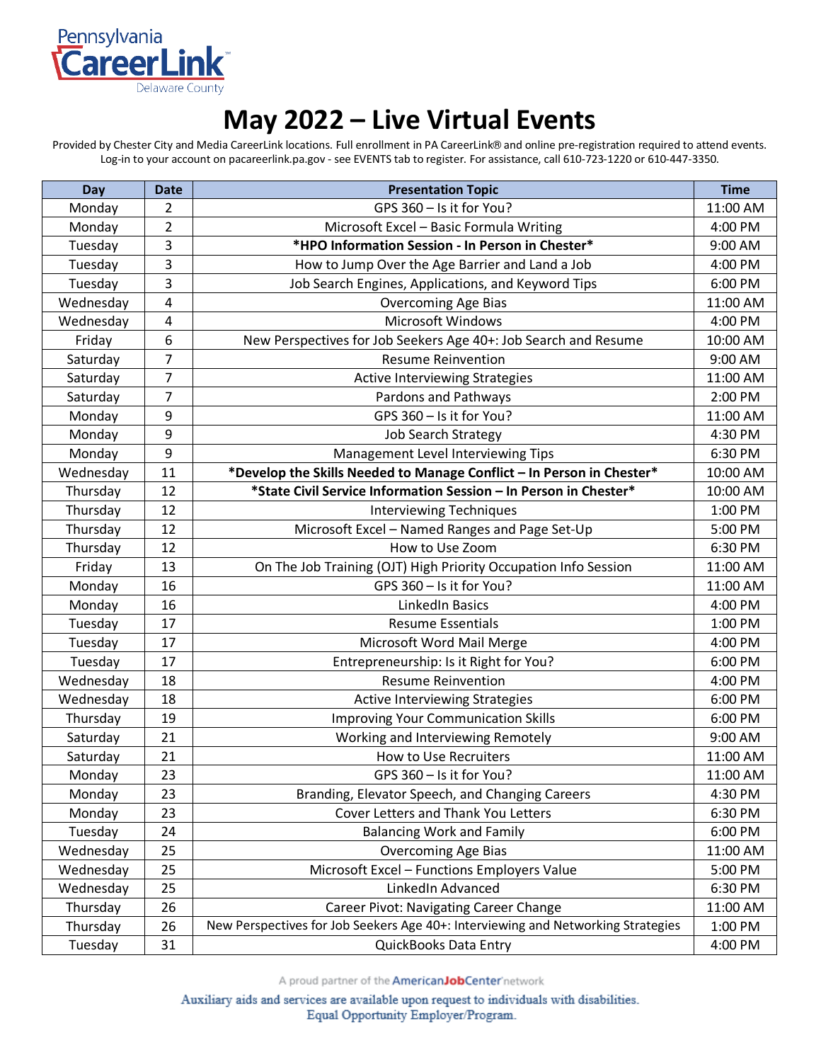Pennsylvania CareerLink Delaware County

# May 2022 – Live Virtual Events

Provided by Chester City and Media CareerLink locations. Full enrollment in PA CareerLink® and online pre-registration required to attend events. Log-in to your account on pacareerlink.pa.gov - see EVENTS tab to register. For assistance, call 610-723-1220 or 610-447-3350.

| Day | Date | Presentation Topic | Time |
|---|---|---|---|
| Monday | 2 | GPS 360 – Is it for You? | 11:00 AM |
| Monday | 2 | Microsoft Excel – Basic Formula Writing | 4:00 PM |
| Tuesday | 3 | **\*HPO Information Session - In Person in Chester\*** | 9:00 AM |
| Tuesday | 3 | How to Jump Over the Age Barrier and Land a Job | 4:00 PM |
| Tuesday | 3 | Job Search Engines, Applications, and Keyword Tips | 6:00 PM |
| Wednesday | 4 | Overcoming Age Bias | 11:00 AM |
| Wednesday | 4 | Microsoft Windows | 4:00 PM |
| Friday | 6 | New Perspectives for Job Seekers Age 40+: Job Search and Resume | 10:00 AM |
| Saturday | 7 | Resume Reinvention | 9:00 AM |
| Saturday | 7 | Active Interviewing Strategies | 11:00 AM |
| Saturday | 7 | Pardons and Pathways | 2:00 PM |
| Monday | 9 | GPS 360 – Is it for You? | 11:00 AM |
| Monday | 9 | Job Search Strategy | 4:30 PM |
| Monday | 9 | Management Level Interviewing Tips | 6:30 PM |
| Wednesday | 11 | **\*Develop the Skills Needed to Manage Conflict – In Person in Chester\*** | 10:00 AM |
| Thursday | 12 | **\*State Civil Service Information Session – In Person in Chester\*** | 10:00 AM |
| Thursday | 12 | Interviewing Techniques | 1:00 PM |
| Thursday | 12 | Microsoft Excel – Named Ranges and Page Set-Up | 5:00 PM |
| Thursday | 12 | How to Use Zoom | 6:30 PM |
| Friday | 13 | On The Job Training (OJT) High Priority Occupation Info Session | 11:00 AM |
| Monday | 16 | GPS 360 – Is it for You? | 11:00 AM |
| Monday | 16 | LinkedIn Basics | 4:00 PM |
| Tuesday | 17 | Resume Essentials | 1:00 PM |
| Tuesday | 17 | Microsoft Word Mail Merge | 4:00 PM |
| Tuesday | 17 | Entrepreneurship: Is it Right for You? | 6:00 PM |
| Wednesday | 18 | Resume Reinvention | 4:00 PM |
| Wednesday | 18 | Active Interviewing Strategies | 6:00 PM |
| Thursday | 19 | Improving Your Communication Skills | 6:00 PM |
| Saturday | 21 | Working and Interviewing Remotely | 9:00 AM |
| Saturday | 21 | How to Use Recruiters | 11:00 AM |
| Monday | 23 | GPS 360 – Is it for You? | 11:00 AM |
| Monday | 23 | Branding, Elevator Speech, and Changing Careers | 4:30 PM |
| Monday | 23 | Cover Letters and Thank You Letters | 6:30 PM |
| Tuesday | 24 | Balancing Work and Family | 6:00 PM |
| Wednesday | 25 | Overcoming Age Bias | 11:00 AM |
| Wednesday | 25 | Microsoft Excel – Functions Employers Value | 5:00 PM |
| Wednesday | 25 | LinkedIn Advanced | 6:30 PM |
| Thursday | 26 | Career Pivot: Navigating Career Change | 11:00 AM |
| Thursday | 26 | New Perspectives for Job Seekers Age 40+: Interviewing and Networking Strategies | 1:00 PM |
| Tuesday | 31 | QuickBooks Data Entry | 4:00 PM |

A proud partner of the AmericanJobCenter network

Auxiliary aids and services are available upon request to individuals with disabilities.
Equal Opportunity Employer/Program.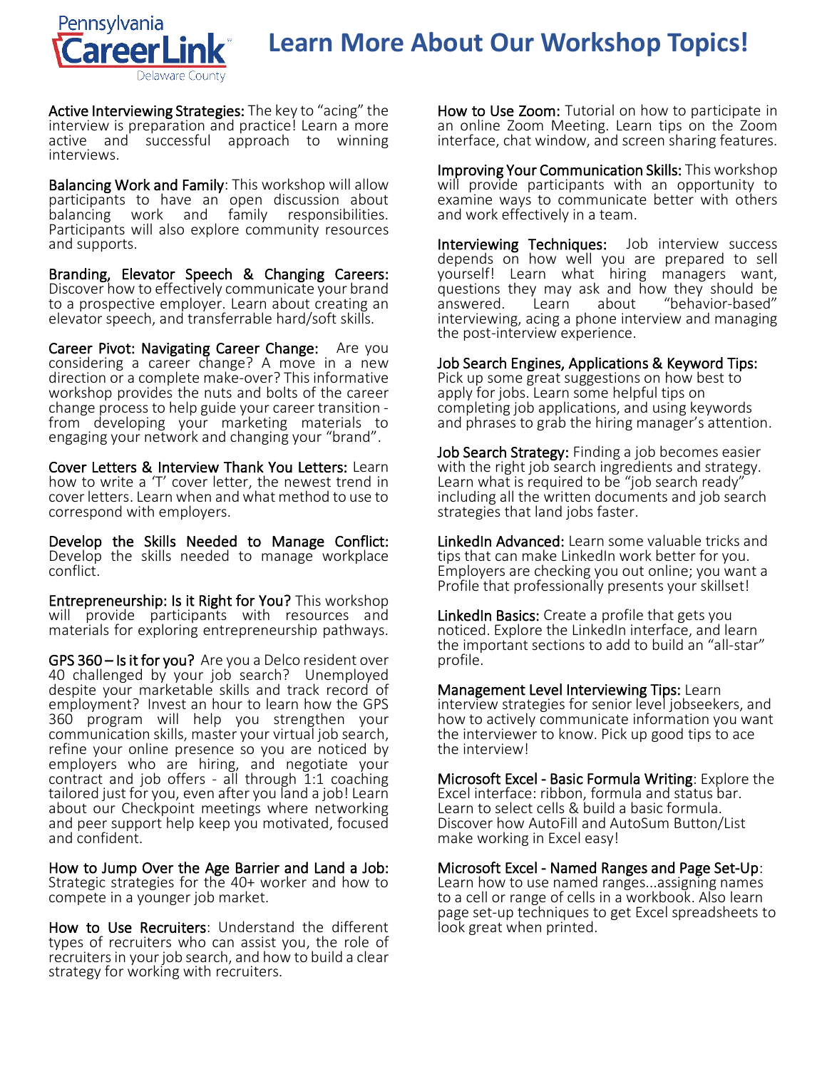# Learn More About Our Workshop Topics!

**Active Interviewing Strategies:** The key to "acing" the interview is preparation and practice! Learn a more active and successful approach to winning interviews.

**Balancing Work and Family**: This workshop will allow participants to have an open discussion about balancing work and family responsibilities. Participants will also explore community resources and supports.

**Branding, Elevator Speech & Changing Careers:** Discover how to effectively communicate your brand to a prospective employer. Learn about creating an elevator speech, and transferrable hard/soft skills.

**Career Pivot: Navigating Career Change:** Are you considering a career change? A move in a new direction or a complete make-over? This informative workshop provides the nuts and bolts of the career change process to help guide your career transition - from developing your marketing materials to engaging your network and changing your "brand".

**Cover Letters & Interview Thank You Letters:** Learn how to write a 'T' cover letter, the newest trend in cover letters. Learn when and what method to use to correspond with employers.

**Develop the Skills Needed to Manage Conflict:** Develop the skills needed to manage workplace conflict.

**Entrepreneurship: Is it Right for You?** This workshop will provide participants with resources and materials for exploring entrepreneurship pathways.

**GPS 360 – Is it for you?** Are you a Delco resident over 40 challenged by your job search? Unemployed despite your marketable skills and track record of employment? Invest an hour to learn how the GPS 360 program will help you strengthen your communication skills, master your virtual job search, refine your online presence so you are noticed by employers who are hiring, and negotiate your contract and job offers - all through 1:1 coaching tailored just for you, even after you land a job! Learn about our Checkpoint meetings where networking and peer support help keep you motivated, focused and confident.

**How to Jump Over the Age Barrier and Land a Job:** Strategic strategies for the 40+ worker and how to compete in a younger job market.

**How to Use Recruiters**: Understand the different types of recruiters who can assist you, the role of recruiters in your job search, and how to build a clear strategy for working with recruiters.

**How to Use Zoom:** Tutorial on how to participate in an online Zoom Meeting. Learn tips on the Zoom interface, chat window, and screen sharing features.

**Improving Your Communication Skills:** This workshop will provide participants with an opportunity to examine ways to communicate better with others and work effectively in a team.

**Interviewing Techniques:** Job interview success depends on how well you are prepared to sell yourself! Learn what hiring managers want, questions they may ask and how they should be answered. Learn about "behavior-based" interviewing, acing a phone interview and managing the post-interview experience.

**Job Search Engines, Applications & Keyword Tips:** Pick up some great suggestions on how best to apply for jobs. Learn some helpful tips on completing job applications, and using keywords and phrases to grab the hiring manager's attention.

**Job Search Strategy:** Finding a job becomes easier with the right job search ingredients and strategy. Learn what is required to be "job search ready" including all the written documents and job search strategies that land jobs faster.

**LinkedIn Advanced:** Learn some valuable tricks and tips that can make LinkedIn work better for you. Employers are checking you out online; you want a Profile that professionally presents your skillset!

**LinkedIn Basics:** Create a profile that gets you noticed. Explore the LinkedIn interface, and learn the important sections to add to build an "all-star" profile.

**Management Level Interviewing Tips:** Learn interview strategies for senior level jobseekers, and how to actively communicate information you want the interviewer to know. Pick up good tips to ace the interview!

**Microsoft Excel - Basic Formula Writing**: Explore the Excel interface: ribbon, formula and status bar. Learn to select cells & build a basic formula. Discover how AutoFill and AutoSum Button/List make working in Excel easy!

**Microsoft Excel - Named Ranges and Page Set-Up**: Learn how to use named ranges...assigning names to a cell or range of cells in a workbook. Also learn page set-up techniques to get Excel spreadsheets to look great when printed.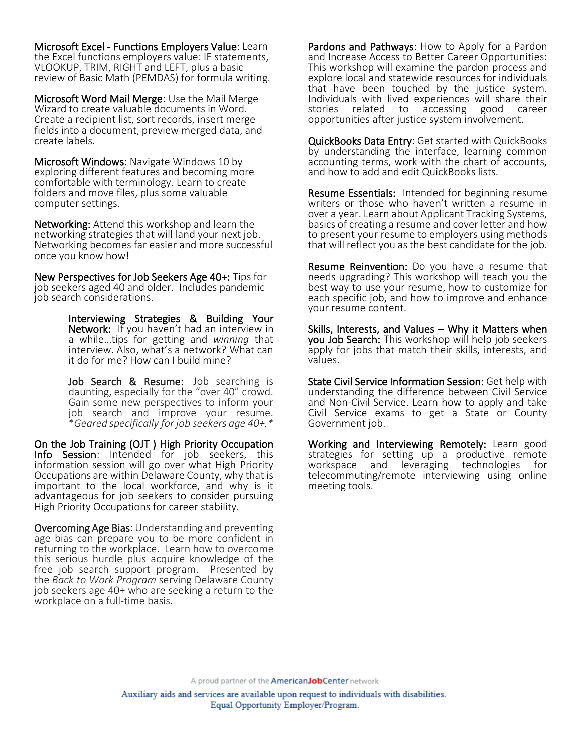**Microsoft Excel - Functions Employers Value**: Learn the Excel functions employers value: IF statements, VLOOKUP, TRIM, RIGHT and LEFT, plus a basic review of Basic Math (PEMDAS) for formula writing.

**Microsoft Word Mail Merge**: Use the Mail Merge Wizard to create valuable documents in Word. Create a recipient list, sort records, insert merge fields into a document, preview merged data, and create labels.

**Microsoft Windows**: Navigate Windows 10 by exploring different features and becoming more comfortable with terminology. Learn to create folders and move files, plus some valuable computer settings.

**Networking:** Attend this workshop and learn the networking strategies that will land your next job. Networking becomes far easier and more successful once you know how!

**New Perspectives for Job Seekers Age 40+:** Tips for job seekers aged 40 and older. Includes pandemic job search considerations.

> **Interviewing Strategies & Building Your Network:** If you haven't had an interview in a while…tips for getting and *winning* that interview. Also, what's a network? What can it do for me? How can I build mine?
>
> **Job Search & Resume:** Job searching is daunting, especially for the "over 40" crowd. Gain some new perspectives to inform your job search and improve your resume. *\*Geared specifically for job seekers age 40+.\**

**On the Job Training (OJT ) High Priority Occupation Info Session**: Intended for job seekers, this information session will go over what High Priority Occupations are within Delaware County, why that is important to the local workforce, and why is it advantageous for job seekers to consider pursuing High Priority Occupations for career stability.

**Overcoming Age Bias**: Understanding and preventing age bias can prepare you to be more confident in returning to the workplace. Learn how to overcome this serious hurdle plus acquire knowledge of the free job search support program. Presented by the *Back to Work Program* serving Delaware County job seekers age 40+ who are seeking a return to the workplace on a full-time basis.

**Pardons and Pathways**: How to Apply for a Pardon and Increase Access to Better Career Opportunities: This workshop will examine the pardon process and explore local and statewide resources for individuals that have been touched by the justice system. Individuals with lived experiences will share their stories related to accessing good career opportunities after justice system involvement.

**QuickBooks Data Entry**: Get started with QuickBooks by understanding the interface, learning common accounting terms, work with the chart of accounts, and how to add and edit QuickBooks lists.

**Resume Essentials:** Intended for beginning resume writers or those who haven't written a resume in over a year. Learn about Applicant Tracking Systems, basics of creating a resume and cover letter and how to present your resume to employers using methods that will reflect you as the best candidate for the job.

**Resume Reinvention:** Do you have a resume that needs upgrading? This workshop will teach you the best way to use your resume, how to customize for each specific job, and how to improve and enhance your resume content.

**Skills, Interests, and Values – Why it Matters when you Job Search:** This workshop will help job seekers apply for jobs that match their skills, interests, and values.

**State Civil Service Information Session:** Get help with understanding the difference between Civil Service and Non-Civil Service. Learn how to apply and take Civil Service exams to get a State or County Government job.

**Working and Interviewing Remotely:** Learn good strategies for setting up a productive remote workspace and leveraging technologies for telecommuting/remote interviewing using online meeting tools.

A proud partner of the AmericanJobCenter network

Auxiliary aids and services are available upon request to individuals with disabilities.
Equal Opportunity Employer/Program.